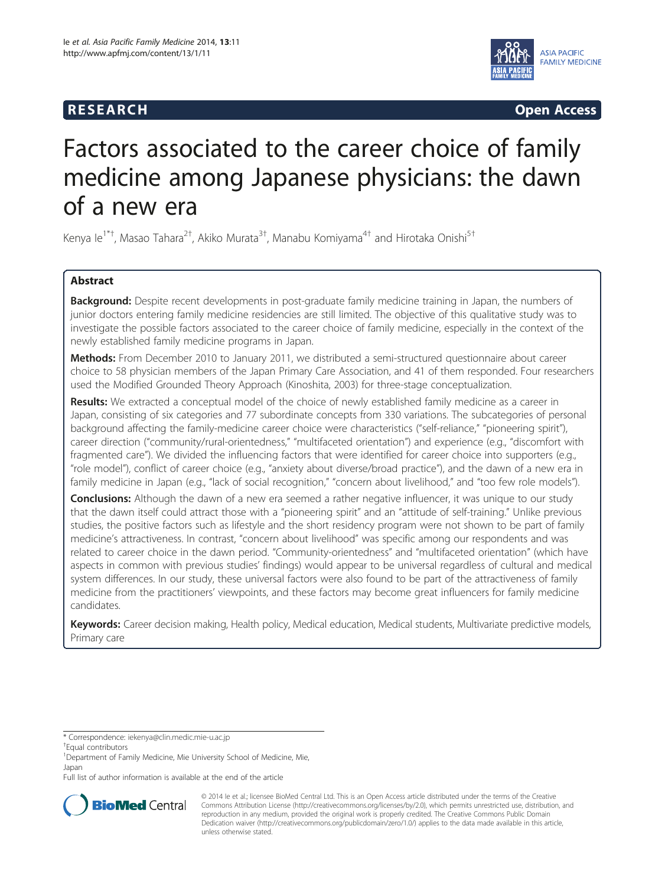**RESEARCH** **Open Access**

# Factors associated to the career choice of family medicine among Japanese physicians: the dawn of a new era

Kenya Ie[1*†], Masao Tahara[2†], Akiko Murata[3†], Manabu Komiyama[4†] and Hirotaka Onishi[5†]

## Abstract

**Background:** Despite recent developments in post-graduate family medicine training in Japan, the numbers of junior doctors entering family medicine residencies are still limited. The objective of this qualitative study was to investigate the possible factors associated to the career choice of family medicine, especially in the context of the newly established family medicine programs in Japan.

**Methods:** From December 2010 to January 2011, we distributed a semi-structured questionnaire about career choice to 58 physician members of the Japan Primary Care Association, and 41 of them responded. Four researchers used the Modified Grounded Theory Approach (Kinoshita, 2003) for three-stage conceptualization.

**Results:** We extracted a conceptual model of the choice of newly established family medicine as a career in Japan, consisting of six categories and 77 subordinate concepts from 330 variations. The subcategories of personal background affecting the family-medicine career choice were characteristics ("self-reliance," "pioneering spirit"), career direction ("community/rural-orientedness," "multifaceted orientation") and experience (e.g., "discomfort with fragmented care"). We divided the influencing factors that were identified for career choice into supporters (e.g., "role model"), conflict of career choice (e.g., "anxiety about diverse/broad practice"), and the dawn of a new era in family medicine in Japan (e.g., "lack of social recognition," "concern about livelihood," and "too few role models").

**Conclusions:** Although the dawn of a new era seemed a rather negative influencer, it was unique to our study that the dawn itself could attract those with a "pioneering spirit" and an "attitude of self-training." Unlike previous studies, the positive factors such as lifestyle and the short residency program were not shown to be part of family medicine's attractiveness. In contrast, "concern about livelihood" was specific among our respondents and was related to career choice in the dawn period. "Community-orientedness" and "multifaceted orientation" (which have aspects in common with previous studies' findings) would appear to be universal regardless of cultural and medical system differences. In our study, these universal factors were also found to be part of the attractiveness of family medicine from the practitioners' viewpoints, and these factors may become great influencers for family medicine candidates.

**Keywords:** Career decision making, Health policy, Medical education, Medical students, Multivariate predictive models, Primary care

---

* Correspondence: iekenya@clin.medic.mie-u.ac.jp

†Equal contributors

[1]Department of Family Medicine, Mie University School of Medicine, Mie, Japan

Full list of author information is available at the end of the article

© 2014 Ie et al.; licensee BioMed Central Ltd. This is an Open Access article distributed under the terms of the Creative Commons Attribution License (http://creativecommons.org/licenses/by/2.0), which permits unrestricted use, distribution, and reproduction in any medium, provided the original work is properly credited. The Creative Commons Public Domain Dedication waiver (http://creativecommons.org/publicdomain/zero/1.0/) applies to the data made available in this article, unless otherwise stated.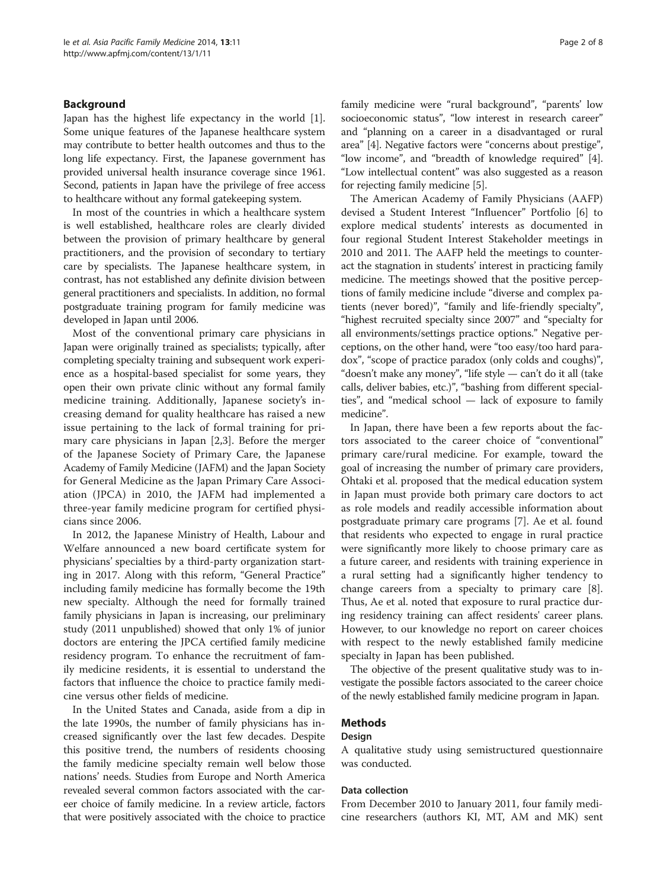## Background

Japan has the highest life expectancy in the world [1]. Some unique features of the Japanese healthcare system may contribute to better health outcomes and thus to the long life expectancy. First, the Japanese government has provided universal health insurance coverage since 1961. Second, patients in Japan have the privilege of free access to healthcare without any formal gatekeeping system.

In most of the countries in which a healthcare system is well established, healthcare roles are clearly divided between the provision of primary healthcare by general practitioners, and the provision of secondary to tertiary care by specialists. The Japanese healthcare system, in contrast, has not established any definite division between general practitioners and specialists. In addition, no formal postgraduate training program for family medicine was developed in Japan until 2006.

Most of the conventional primary care physicians in Japan were originally trained as specialists; typically, after completing specialty training and subsequent work experience as a hospital-based specialist for some years, they open their own private clinic without any formal family medicine training. Additionally, Japanese society's increasing demand for quality healthcare has raised a new issue pertaining to the lack of formal training for primary care physicians in Japan [2,3]. Before the merger of the Japanese Society of Primary Care, the Japanese Academy of Family Medicine (JAFM) and the Japan Society for General Medicine as the Japan Primary Care Association (JPCA) in 2010, the JAFM had implemented a three-year family medicine program for certified physicians since 2006.

In 2012, the Japanese Ministry of Health, Labour and Welfare announced a new board certificate system for physicians' specialties by a third-party organization starting in 2017. Along with this reform, "General Practice" including family medicine has formally become the 19th new specialty. Although the need for formally trained family physicians in Japan is increasing, our preliminary study (2011 unpublished) showed that only 1% of junior doctors are entering the JPCA certified family medicine residency program. To enhance the recruitment of family medicine residents, it is essential to understand the factors that influence the choice to practice family medicine versus other fields of medicine.

In the United States and Canada, aside from a dip in the late 1990s, the number of family physicians has increased significantly over the last few decades. Despite this positive trend, the numbers of residents choosing the family medicine specialty remain well below those nations' needs. Studies from Europe and North America revealed several common factors associated with the career choice of family medicine. In a review article, factors that were positively associated with the choice to practice family medicine were "rural background", "parents' low socioeconomic status", "low interest in research career" and "planning on a career in a disadvantaged or rural area" [4]. Negative factors were "concerns about prestige", "low income", and "breadth of knowledge required" [4]. "Low intellectual content" was also suggested as a reason for rejecting family medicine [5].

The American Academy of Family Physicians (AAFP) devised a Student Interest "Influencer" Portfolio [6] to explore medical students' interests as documented in four regional Student Interest Stakeholder meetings in 2010 and 2011. The AAFP held the meetings to counteract the stagnation in students' interest in practicing family medicine. The meetings showed that the positive perceptions of family medicine include "diverse and complex patients (never bored)", "family and life-friendly specialty", "highest recruited specialty since 2007" and "specialty for all environments/settings practice options." Negative perceptions, on the other hand, were "too easy/too hard paradox", "scope of practice paradox (only colds and coughs)", "doesn't make any money", "life style — can't do it all (take calls, deliver babies, etc.)", "bashing from different specialties", and "medical school — lack of exposure to family medicine".

In Japan, there have been a few reports about the factors associated to the career choice of "conventional" primary care/rural medicine. For example, toward the goal of increasing the number of primary care providers, Ohtaki et al. proposed that the medical education system in Japan must provide both primary care doctors to act as role models and readily accessible information about postgraduate primary care programs [7]. Ae et al. found that residents who expected to engage in rural practice were significantly more likely to choose primary care as a future career, and residents with training experience in a rural setting had a significantly higher tendency to change careers from a specialty to primary care [8]. Thus, Ae et al. noted that exposure to rural practice during residency training can affect residents' career plans. However, to our knowledge no report on career choices with respect to the newly established family medicine specialty in Japan has been published.

The objective of the present qualitative study was to investigate the possible factors associated to the career choice of the newly established family medicine program in Japan.

## Methods

### Design

A qualitative study using semistructured questionnaire was conducted.

### Data collection

From December 2010 to January 2011, four family medicine researchers (authors KI, MT, AM and MK) sent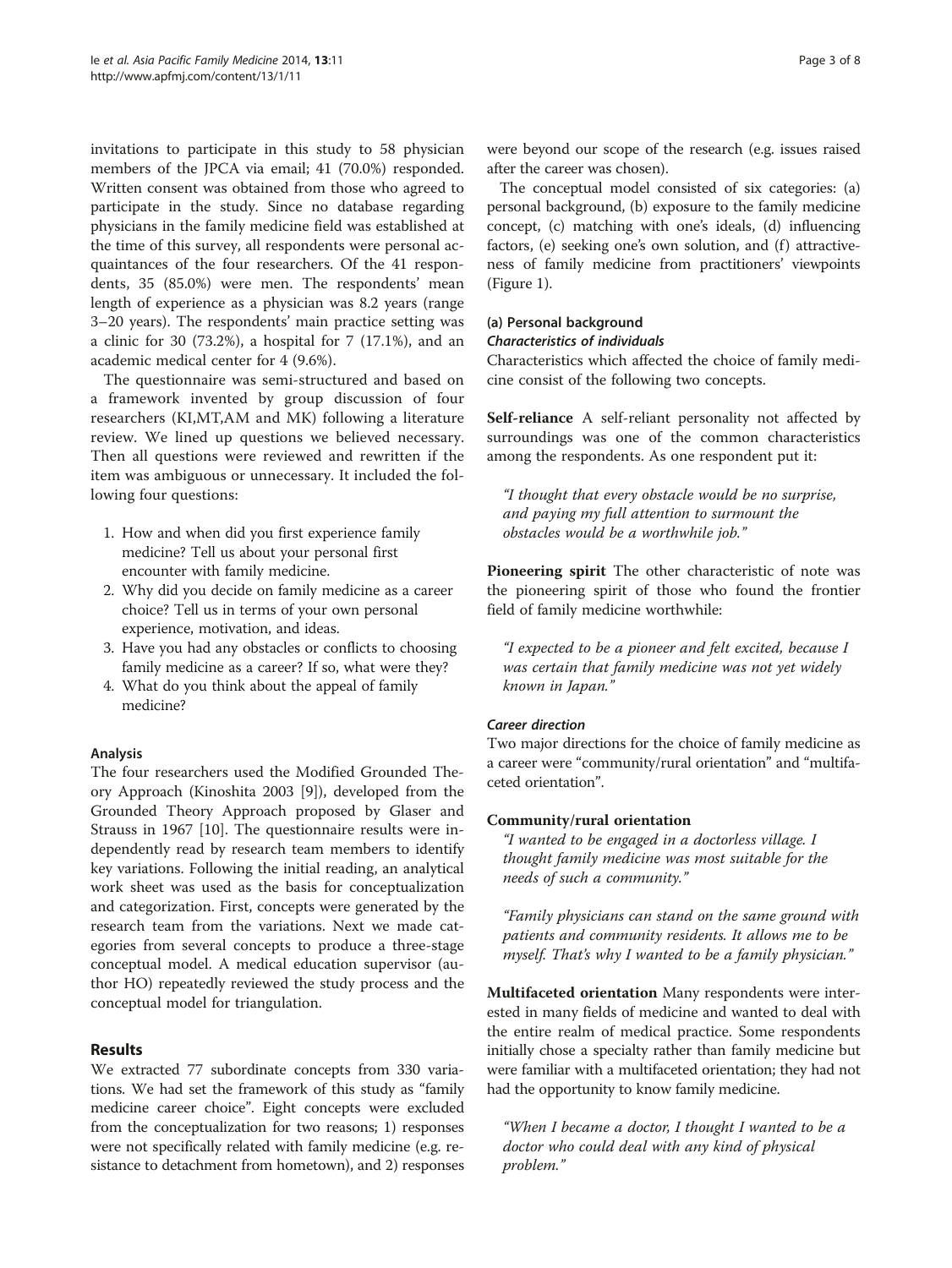invitations to participate in this study to 58 physician members of the JPCA via email; 41 (70.0%) responded. Written consent was obtained from those who agreed to participate in the study. Since no database regarding physicians in the family medicine field was established at the time of this survey, all respondents were personal acquaintances of the four researchers. Of the 41 respondents, 35 (85.0%) were men. The respondents' mean length of experience as a physician was 8.2 years (range 3–20 years). The respondents' main practice setting was a clinic for 30 (73.2%), a hospital for 7 (17.1%), and an academic medical center for 4 (9.6%).

The questionnaire was semi-structured and based on a framework invented by group discussion of four researchers (KI,MT,AM and MK) following a literature review. We lined up questions we believed necessary. Then all questions were reviewed and rewritten if the item was ambiguous or unnecessary. It included the following four questions:

1. How and when did you first experience family medicine? Tell us about your personal first encounter with family medicine.
2. Why did you decide on family medicine as a career choice? Tell us in terms of your own personal experience, motivation, and ideas.
3. Have you had any obstacles or conflicts to choosing family medicine as a career? If so, what were they?
4. What do you think about the appeal of family medicine?

### Analysis

The four researchers used the Modified Grounded Theory Approach (Kinoshita 2003 [9]), developed from the Grounded Theory Approach proposed by Glaser and Strauss in 1967 [10]. The questionnaire results were independently read by research team members to identify key variations. Following the initial reading, an analytical work sheet was used as the basis for conceptualization and categorization. First, concepts were generated by the research team from the variations. Next we made categories from several concepts to produce a three-stage conceptual model. A medical education supervisor (author HO) repeatedly reviewed the study process and the conceptual model for triangulation.

## Results

We extracted 77 subordinate concepts from 330 variations. We had set the framework of this study as "family medicine career choice". Eight concepts were excluded from the conceptualization for two reasons; 1) responses were not specifically related with family medicine (e.g. resistance to detachment from hometown), and 2) responses were beyond our scope of the research (e.g. issues raised after the career was chosen).

The conceptual model consisted of six categories: (a) personal background, (b) exposure to the family medicine concept, (c) matching with one's ideals, (d) influencing factors, (e) seeking one's own solution, and (f) attractiveness of family medicine from practitioners' viewpoints (Figure 1).

### (a) Personal background

#### *Characteristics of individuals*

Characteristics which affected the choice of family medicine consist of the following two concepts.

**Self-reliance** A self-reliant personality not affected by surroundings was one of the common characteristics among the respondents. As one respondent put it:

> *"I thought that every obstacle would be no surprise, and paying my full attention to surmount the obstacles would be a worthwhile job."*

**Pioneering spirit** The other characteristic of note was the pioneering spirit of those who found the frontier field of family medicine worthwhile:

> *"I expected to be a pioneer and felt excited, because I was certain that family medicine was not yet widely known in Japan."*

#### *Career direction*

Two major directions for the choice of family medicine as a career were "community/rural orientation" and "multifaceted orientation".

**Community/rural orientation**

> *"I wanted to be engaged in a doctorless village. I thought family medicine was most suitable for the needs of such a community."*

> *"Family physicians can stand on the same ground with patients and community residents. It allows me to be myself. That's why I wanted to be a family physician."*

**Multifaceted orientation** Many respondents were interested in many fields of medicine and wanted to deal with the entire realm of medical practice. Some respondents initially chose a specialty rather than family medicine but were familiar with a multifaceted orientation; they had not had the opportunity to know family medicine.

> *"When I became a doctor, I thought I wanted to be a doctor who could deal with any kind of physical problem."*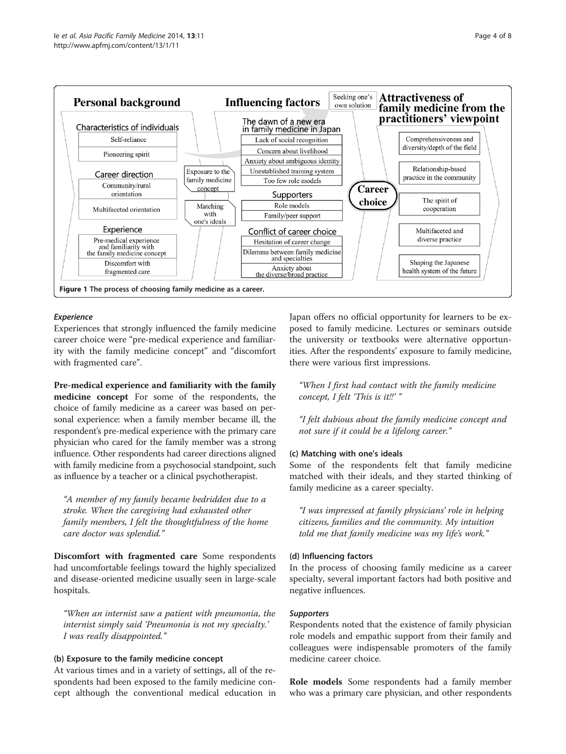Personal background

Characteristics of individuals

Self-reliance

Pioneering spirit

Career direction

Community/rural orientation

Multifaceted orientation

Experience

Pre-medical experience and familiarity with the family medicine concept

Discomfort with fragmented care

Exposure to the family medicine concept

Matching with one's ideals

Influencing factors

Seeking one's own solution

The dawn of a new era in family medicine in Japan

Lack of social recognition

Concern about livelihood

Anxiety about ambiguous identity

Unestablished training system

Too few role models

Supporters

Role models

Family/peer support

Conflict of career choice

Hesitation of career change

Dilemma between family medicine and specialties

Anxiety about the diverse/broad practice

Career choice

Attractiveness of family medicine from the practitioners' viewpoint

Comprehensiveness and diversity/depth of the field

Relationship-based practice in the community

The spirit of cooperation

Multifaceted and diverse practice

Shaping the Japanese health system of the future

**Figure 1 The process of choosing family medicine as a career.**

#### *Experience*

Experiences that strongly influenced the family medicine career choice were "pre-medical experience and familiarity with the family medicine concept" and "discomfort with fragmented care".

**Pre-medical experience and familiarity with the family medicine concept** For some of the respondents, the choice of family medicine as a career was based on personal experience: when a family member became ill, the respondent's pre-medical experience with the primary care physician who cared for the family member was a strong influence. Other respondents had career directions aligned with family medicine from a psychosocial standpoint, such as influence by a teacher or a clinical psychotherapist.

> *"A member of my family became bedridden due to a stroke. When the caregiving had exhausted other family members, I felt the thoughtfulness of the home care doctor was splendid."*

**Discomfort with fragmented care** Some respondents had uncomfortable feelings toward the highly specialized and disease-oriented medicine usually seen in large-scale hospitals.

> *"When an internist saw a patient with pneumonia, the internist simply said 'Pneumonia is not my specialty.' I was really disappointed."*

### (b) Exposure to the family medicine concept

At various times and in a variety of settings, all of the respondents had been exposed to the family medicine concept although the conventional medical education in Japan offers no official opportunity for learners to be exposed to family medicine. Lectures or seminars outside the university or textbooks were alternative opportunities. After the respondents' exposure to family medicine, there were various first impressions.

> *"When I first had contact with the family medicine concept, I felt 'This is it!!' "*

> *"I felt dubious about the family medicine concept and not sure if it could be a lifelong career."*

### (c) Matching with one's ideals

Some of the respondents felt that family medicine matched with their ideals, and they started thinking of family medicine as a career specialty.

> *"I was impressed at family physicians' role in helping citizens, families and the community. My intuition told me that family medicine was my life's work."*

### (d) Influencing factors

In the process of choosing family medicine as a career specialty, several important factors had both positive and negative influences.

#### *Supporters*

Respondents noted that the existence of family physician role models and empathic support from their family and colleagues were indispensable promoters of the family medicine career choice.

**Role models** Some respondents had a family member who was a primary care physician, and other respondents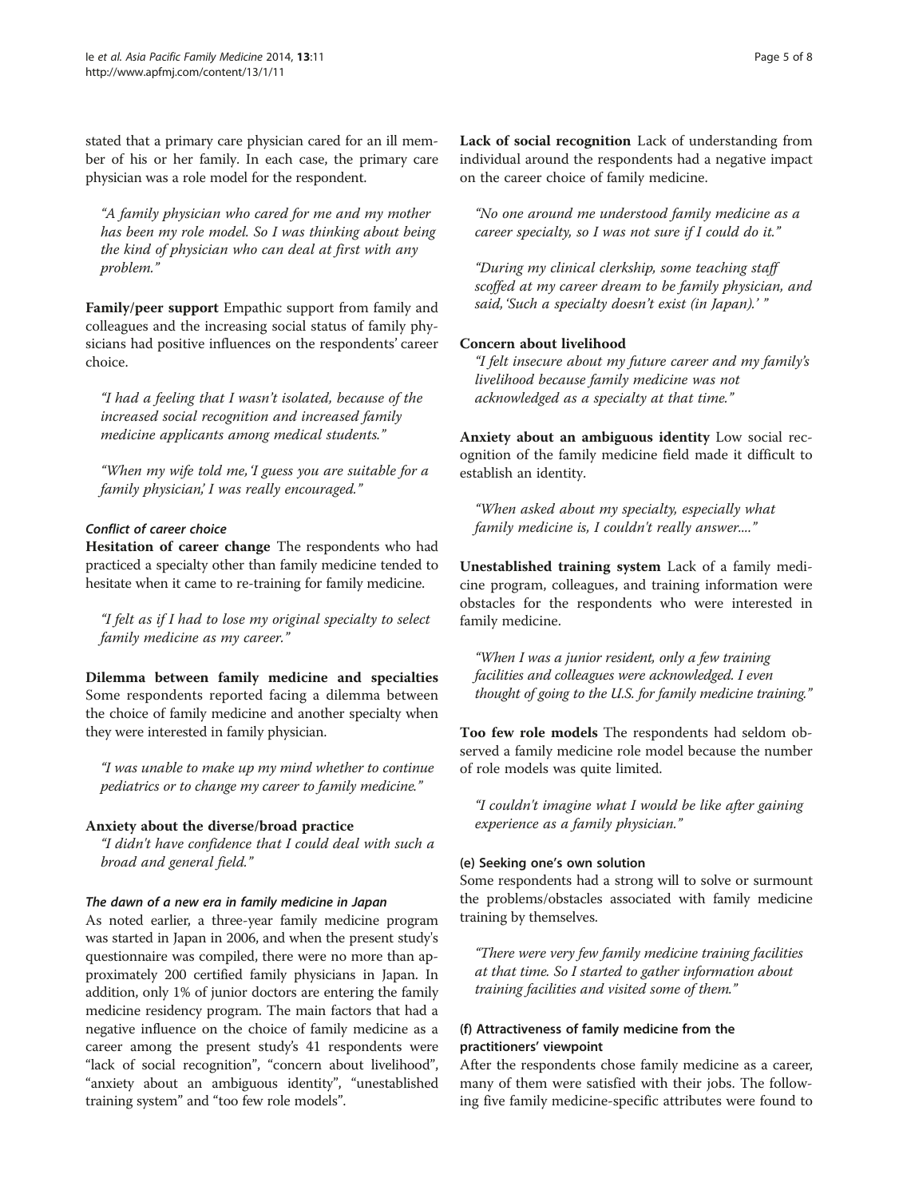stated that a primary care physician cared for an ill member of his or her family. In each case, the primary care physician was a role model for the respondent.

> *"A family physician who cared for me and my mother has been my role model. So I was thinking about being the kind of physician who can deal at first with any problem."*

**Family/peer support** Empathic support from family and colleagues and the increasing social status of family physicians had positive influences on the respondents' career choice.

> *"I had a feeling that I wasn't isolated, because of the increased social recognition and increased family medicine applicants among medical students."*

> *"When my wife told me, 'I guess you are suitable for a family physician,' I was really encouraged."*

#### *Conflict of career choice*

**Hesitation of career change** The respondents who had practiced a specialty other than family medicine tended to hesitate when it came to re-training for family medicine.

> *"I felt as if I had to lose my original specialty to select family medicine as my career."*

**Dilemma between family medicine and specialties** Some respondents reported facing a dilemma between the choice of family medicine and another specialty when they were interested in family physician.

> *"I was unable to make up my mind whether to continue pediatrics or to change my career to family medicine."*

**Anxiety about the diverse/broad practice**

> *"I didn't have confidence that I could deal with such a broad and general field."*

#### *The dawn of a new era in family medicine in Japan*

As noted earlier, a three-year family medicine program was started in Japan in 2006, and when the present study's questionnaire was compiled, there were no more than approximately 200 certified family physicians in Japan. In addition, only 1% of junior doctors are entering the family medicine residency program. The main factors that had a negative influence on the choice of family medicine as a career among the present study's 41 respondents were "lack of social recognition", "concern about livelihood", "anxiety about an ambiguous identity", "unestablished training system" and "too few role models".

**Lack of social recognition** Lack of understanding from individual around the respondents had a negative impact on the career choice of family medicine.

> *"No one around me understood family medicine as a career specialty, so I was not sure if I could do it."*

> *"During my clinical clerkship, some teaching staff scoffed at my career dream to be family physician, and said, 'Such a specialty doesn't exist (in Japan).' "*

**Concern about livelihood**

> *"I felt insecure about my future career and my family's livelihood because family medicine was not acknowledged as a specialty at that time."*

**Anxiety about an ambiguous identity** Low social recognition of the family medicine field made it difficult to establish an identity.

> *"When asked about my specialty, especially what family medicine is, I couldn't really answer...."*

**Unestablished training system** Lack of a family medicine program, colleagues, and training information were obstacles for the respondents who were interested in family medicine.

> *"When I was a junior resident, only a few training facilities and colleagues were acknowledged. I even thought of going to the U.S. for family medicine training."*

**Too few role models** The respondents had seldom observed a family medicine role model because the number of role models was quite limited.

> *"I couldn't imagine what I would be like after gaining experience as a family physician."*

### (e) Seeking one's own solution

Some respondents had a strong will to solve or surmount the problems/obstacles associated with family medicine training by themselves.

> *"There were very few family medicine training facilities at that time. So I started to gather information about training facilities and visited some of them."*

### (f) Attractiveness of family medicine from the practitioners' viewpoint

After the respondents chose family medicine as a career, many of them were satisfied with their jobs. The following five family medicine-specific attributes were found to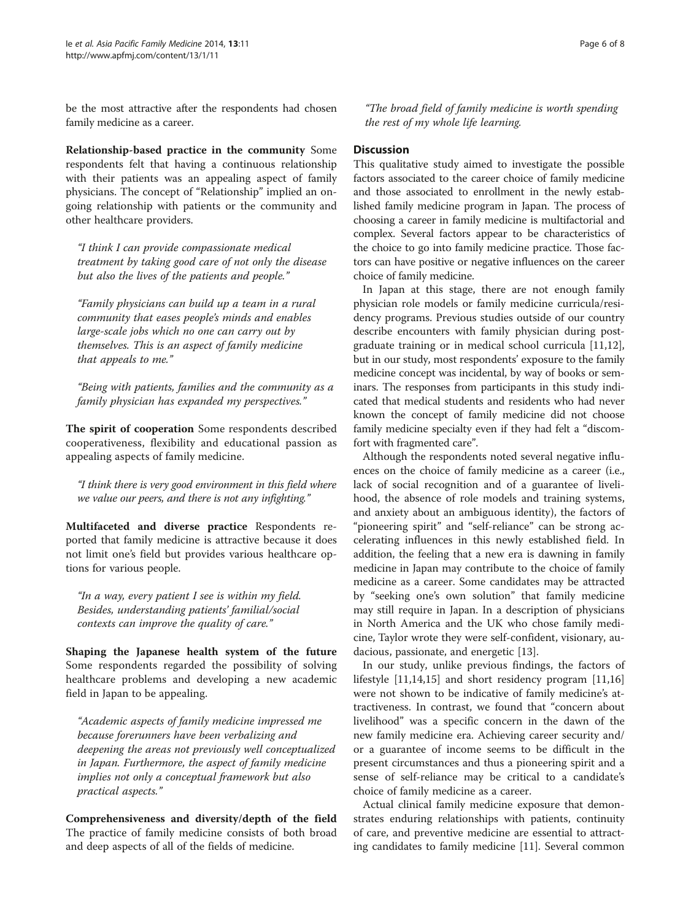be the most attractive after the respondents had chosen family medicine as a career.

**Relationship-based practice in the community** Some respondents felt that having a continuous relationship with their patients was an appealing aspect of family physicians. The concept of "Relationship" implied an ongoing relationship with patients or the community and other healthcare providers.

> *"I think I can provide compassionate medical treatment by taking good care of not only the disease but also the lives of the patients and people."*

> *"Family physicians can build up a team in a rural community that eases people's minds and enables large-scale jobs which no one can carry out by themselves. This is an aspect of family medicine that appeals to me."*

> *"Being with patients, families and the community as a family physician has expanded my perspectives."*

**The spirit of cooperation** Some respondents described cooperativeness, flexibility and educational passion as appealing aspects of family medicine.

> *"I think there is very good environment in this field where we value our peers, and there is not any infighting."*

**Multifaceted and diverse practice** Respondents reported that family medicine is attractive because it does not limit one's field but provides various healthcare options for various people.

> *"In a way, every patient I see is within my field. Besides, understanding patients' familial/social contexts can improve the quality of care."*

**Shaping the Japanese health system of the future** Some respondents regarded the possibility of solving healthcare problems and developing a new academic field in Japan to be appealing.

> *"Academic aspects of family medicine impressed me because forerunners have been verbalizing and deepening the areas not previously well conceptualized in Japan. Furthermore, the aspect of family medicine implies not only a conceptual framework but also practical aspects."*

**Comprehensiveness and diversity/depth of the field** The practice of family medicine consists of both broad and deep aspects of all of the fields of medicine.

> *"The broad field of family medicine is worth spending the rest of my whole life learning.*

## Discussion

This qualitative study aimed to investigate the possible factors associated to the career choice of family medicine and those associated to enrollment in the newly established family medicine program in Japan. The process of choosing a career in family medicine is multifactorial and complex. Several factors appear to be characteristics of the choice to go into family medicine practice. Those factors can have positive or negative influences on the career choice of family medicine.

In Japan at this stage, there are not enough family physician role models or family medicine curricula/residency programs. Previous studies outside of our country describe encounters with family physician during postgraduate training or in medical school curricula [11,12], but in our study, most respondents' exposure to the family medicine concept was incidental, by way of books or seminars. The responses from participants in this study indicated that medical students and residents who had never known the concept of family medicine did not choose family medicine specialty even if they had felt a "discomfort with fragmented care".

Although the respondents noted several negative influences on the choice of family medicine as a career (i.e., lack of social recognition and of a guarantee of livelihood, the absence of role models and training systems, and anxiety about an ambiguous identity), the factors of "pioneering spirit" and "self-reliance" can be strong accelerating influences in this newly established field. In addition, the feeling that a new era is dawning in family medicine in Japan may contribute to the choice of family medicine as a career. Some candidates may be attracted by "seeking one's own solution" that family medicine may still require in Japan. In a description of physicians in North America and the UK who chose family medicine, Taylor wrote they were self-confident, visionary, audacious, passionate, and energetic [13].

In our study, unlike previous findings, the factors of lifestyle [11,14,15] and short residency program [11,16] were not shown to be indicative of family medicine's attractiveness. In contrast, we found that "concern about livelihood" was a specific concern in the dawn of the new family medicine era. Achieving career security and/or a guarantee of income seems to be difficult in the present circumstances and thus a pioneering spirit and a sense of self-reliance may be critical to a candidate's choice of family medicine as a career.

Actual clinical family medicine exposure that demonstrates enduring relationships with patients, continuity of care, and preventive medicine are essential to attracting candidates to family medicine [11]. Several common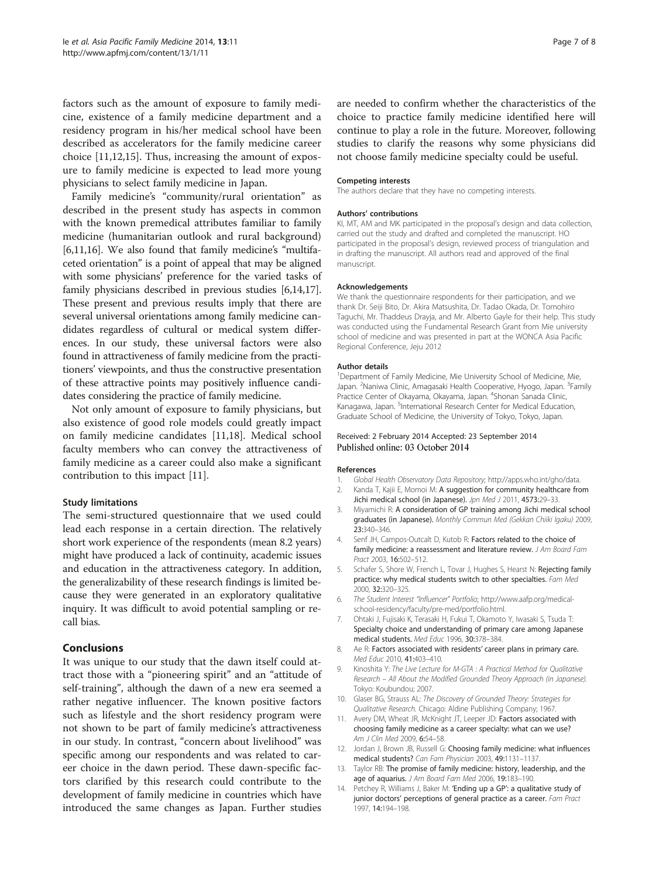factors such as the amount of exposure to family medicine, existence of a family medicine department and a residency program in his/her medical school have been described as accelerators for the family medicine career choice [11,12,15]. Thus, increasing the amount of exposure to family medicine is expected to lead more young physicians to select family medicine in Japan.

Family medicine's "community/rural orientation" as described in the present study has aspects in common with the known premedical attributes familiar to family medicine (humanitarian outlook and rural background) [6,11,16]. We also found that family medicine's "multifaceted orientation" is a point of appeal that may be aligned with some physicians' preference for the varied tasks of family physicians described in previous studies [6,14,17]. These present and previous results imply that there are several universal orientations among family medicine candidates regardless of cultural or medical system differences. In our study, these universal factors were also found in attractiveness of family medicine from the practitioners' viewpoints, and thus the constructive presentation of these attractive points may positively influence candidates considering the practice of family medicine.

Not only amount of exposure to family physicians, but also existence of good role models could greatly impact on family medicine candidates [11,18]. Medical school faculty members who can convey the attractiveness of family medicine as a career could also make a significant contribution to this impact [11].

### Study limitations

The semi-structured questionnaire that we used could lead each response in a certain direction. The relatively short work experience of the respondents (mean 8.2 years) might have produced a lack of continuity, academic issues and education in the attractiveness category. In addition, the generalizability of these research findings is limited because they were generated in an exploratory qualitative inquiry. It was difficult to avoid potential sampling or recall bias.

## Conclusions

It was unique to our study that the dawn itself could attract those with a "pioneering spirit" and an "attitude of self-training", although the dawn of a new era seemed a rather negative influencer. The known positive factors such as lifestyle and the short residency program were not shown to be part of family medicine's attractiveness in our study. In contrast, "concern about livelihood" was specific among our respondents and was related to career choice in the dawn period. These dawn-specific factors clarified by this research could contribute to the development of family medicine in countries which have introduced the same changes as Japan. Further studies are needed to confirm whether the characteristics of the choice to practice family medicine identified here will continue to play a role in the future. Moreover, following studies to clarify the reasons why some physicians did not choose family medicine specialty could be useful.

#### Competing interests

The authors declare that they have no competing interests.

#### Authors' contributions

KI, MT, AM and MK participated in the proposal's design and data collection, carried out the study and drafted and completed the manuscript. HO participated in the proposal's design, reviewed process of triangulation and in drafting the manuscript. All authors read and approved of the final manuscript.

#### Acknowledgements

We thank the questionnaire respondents for their participation, and we thank Dr. Seiji Bito, Dr. Akira Matsushita, Dr. Tadao Okada, Dr. Tomohiro Taguchi, Mr. Thaddeus Drayja, and Mr. Alberto Gayle for their help. This study was conducted using the Fundamental Research Grant from Mie university school of medicine and was presented in part at the WONCA Asia Pacific Regional Conference, Jeju 2012

#### Author details

[1]Department of Family Medicine, Mie University School of Medicine, Mie, Japan. [2]Naniwa Clinic, Amagasaki Health Cooperative, Hyogo, Japan. [3]Family Practice Center of Okayama, Okayama, Japan. [4]Shonan Sanada Clinic, Kanagawa, Japan. [5]International Research Center for Medical Education, Graduate School of Medicine, the University of Tokyo, Tokyo, Japan.

Received: 2 February 2014 Accepted: 23 September 2014
Published online: 03 October 2014

#### References

1. *Global Health Observatory Data Repository*; http://apps.who.int/gho/data.
2. Kanda T, Kajii E, Momoi M: **A suggestion for community healthcare from Jichi medical school (in Japanese).** *Jpn Med J* 2011, **4573:**29–33.
3. Miyamichi R: **A consideration of GP training among Jichi medical school graduates (in Japanese).** *Monthly Commun Med (Gekkan Chiiki Igaku)* 2009, **23:**340–346.
4. Senf JH, Campos-Outcalt D, Kutob R: **Factors related to the choice of family medicine: a reassessment and literature review.** *J Am Board Fam Pract* 2003, **16:**502–512.
5. Schafer S, Shore W, French L, Tovar J, Hughes S, Hearst N: **Rejecting family practice: why medical students switch to other specialties.** *Fam Med* 2000, **32:**320–325.
6. *The Student Interest "Influencer" Portfolio*; http://www.aafp.org/medical-school-residency/faculty/pre-med/portfolio.html.
7. Ohtaki J, Fujisaki K, Terasaki H, Fukui T, Okamoto Y, Iwasaki S, Tsuda T: **Specialty choice and understanding of primary care among Japanese medical students.** *Med Educ* 1996, **30:**378–384.
8. Ae R: **Factors associated with residents' career plans in primary care.** *Med Educ* 2010, **41:**403–410.
9. Kinoshita Y: *The Live Lecture for M-GTA : A Practical Method for Qualitative Research – All About the Modified Grounded Theory Approach (in Japanese).* Tokyo: Koubundou; 2007.
10. Glaser BG, Strauss AL: *The Discovery of Grounded Theory: Strategies for Qualitative Research.* Chicago: Aldine Publishing Company; 1967.
11. Avery DM, Wheat JR, McKnight JT, Leeper JD: **Factors associated with choosing family medicine as a career specialty: what can we use?** *Am J Clin Med* 2009, **6:**54–58.
12. Jordan J, Brown JB, Russell G: **Choosing family medicine: what influences medical students?** *Can Fam Physician* 2003, **49:**1131–1137.
13. Taylor RB: **The promise of family medicine: history, leadership, and the age of aquarius.** *J Am Board Fam Med* 2006, **19:**183–190.
14. Petchey R, Williams J, Baker M: **'Ending up a GP': a qualitative study of junior doctors' perceptions of general practice as a career.** *Fam Pract* 1997, **14:**194–198.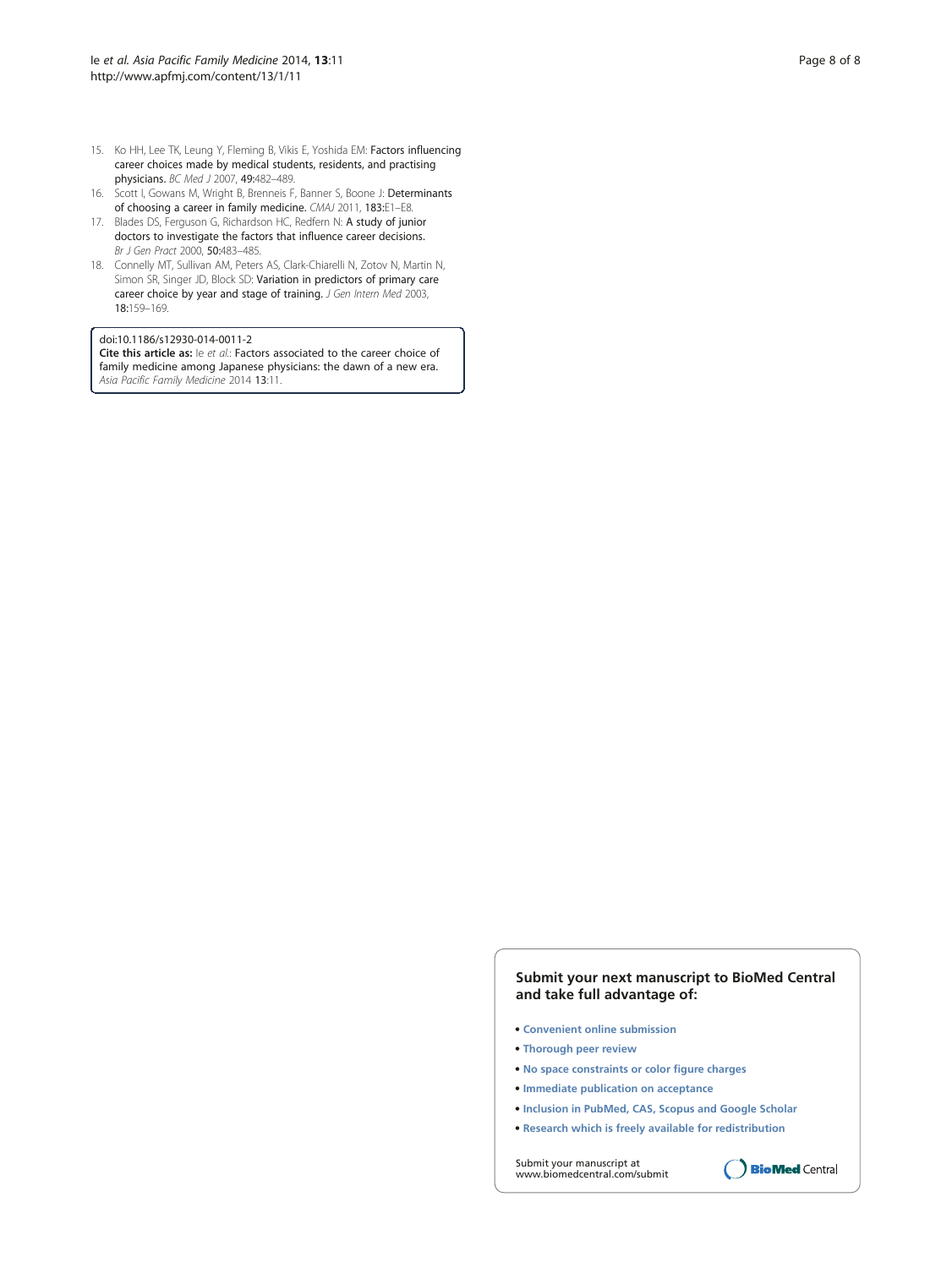15. Ko HH, Lee TK, Leung Y, Fleming B, Vikis E, Yoshida EM: **Factors influencing career choices made by medical students, residents, and practising physicians.** *BC Med J* 2007, **49:**482–489.
16. Scott I, Gowans M, Wright B, Brenneis F, Banner S, Boone J: **Determinants of choosing a career in family medicine.** *CMAJ* 2011, **183:**E1–E8.
17. Blades DS, Ferguson G, Richardson HC, Redfern N: **A study of junior doctors to investigate the factors that influence career decisions.** *Br J Gen Pract* 2000, **50:**483–485.
18. Connelly MT, Sullivan AM, Peters AS, Clark-Chiarelli N, Zotov N, Martin N, Simon SR, Singer JD, Block SD: **Variation in predictors of primary care career choice by year and stage of training.** *J Gen Intern Med* 2003, **18:**159–169.

doi:10.1186/s12930-014-0011-2

**Cite this article as:** Ie *et al.*: Factors associated to the career choice of family medicine among Japanese physicians: the dawn of a new era. *Asia Pacific Family Medicine* 2014 **13**:11.

**Submit your next manuscript to BioMed Central and take full advantage of:**

- **Convenient online submission**
- **Thorough peer review**
- **No space constraints or color figure charges**
- **Immediate publication on acceptance**
- **Inclusion in PubMed, CAS, Scopus and Google Scholar**
- **Research which is freely available for redistribution**

Submit your manuscript at www.biomedcentral.com/submit

BioMed Central